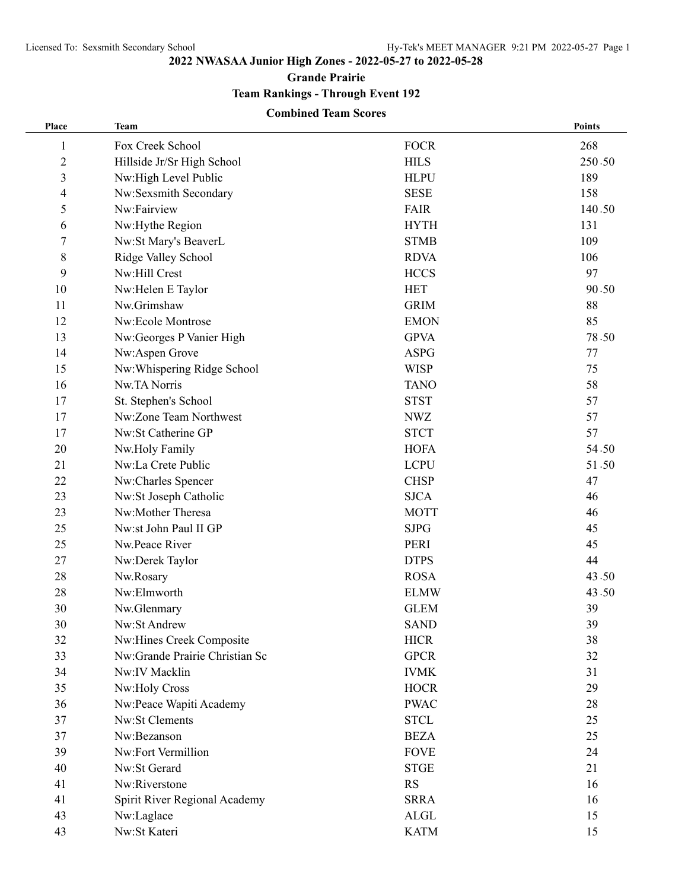# 2022 NWASAA Junior High Zones - 2022-05-27 to 2022-05-28

## Grande Prairie

## Team Rankings - Through Event 192

### Combined Team Scores

| Place | Team | | Points |
|---|---|---|---|
| 1 | Fox Creek School | FOCR | 268 |
| 2 | Hillside Jr/Sr High School | HILS | 250.50 |
| 3 | Nw:High Level Public | HLPU | 189 |
| 4 | Nw:Sexsmith Secondary | SESE | 158 |
| 5 | Nw:Fairview | FAIR | 140.50 |
| 6 | Nw:Hythe Region | HYTH | 131 |
| 7 | Nw:St Mary's BeaverL | STMB | 109 |
| 8 | Ridge Valley School | RDVA | 106 |
| 9 | Nw:Hill Crest | HCCS | 97 |
| 10 | Nw:Helen E Taylor | HET | 90.50 |
| 11 | Nw.Grimshaw | GRIM | 88 |
| 12 | Nw:Ecole Montrose | EMON | 85 |
| 13 | Nw:Georges P Vanier High | GPVA | 78.50 |
| 14 | Nw:Aspen Grove | ASPG | 77 |
| 15 | Nw:Whispering Ridge School | WISP | 75 |
| 16 | Nw.TA Norris | TANO | 58 |
| 17 | St. Stephen's School | STST | 57 |
| 17 | Nw:Zone Team Northwest | NWZ | 57 |
| 17 | Nw:St Catherine GP | STCT | 57 |
| 20 | Nw.Holy Family | HOFA | 54.50 |
| 21 | Nw:La Crete Public | LCPU | 51.50 |
| 22 | Nw:Charles Spencer | CHSP | 47 |
| 23 | Nw:St Joseph Catholic | SJCA | 46 |
| 23 | Nw:Mother Theresa | MOTT | 46 |
| 25 | Nw:st John Paul II GP | SJPG | 45 |
| 25 | Nw.Peace River | PERI | 45 |
| 27 | Nw:Derek Taylor | DTPS | 44 |
| 28 | Nw.Rosary | ROSA | 43.50 |
| 28 | Nw:Elmworth | ELMW | 43.50 |
| 30 | Nw.Glenmary | GLEM | 39 |
| 30 | Nw:St Andrew | SAND | 39 |
| 32 | Nw:Hines Creek Composite | HICR | 38 |
| 33 | Nw:Grande Prairie Christian Sc | GPCR | 32 |
| 34 | Nw:IV Macklin | IVMK | 31 |
| 35 | Nw:Holy Cross | HOCR | 29 |
| 36 | Nw:Peace Wapiti Academy | PWAC | 28 |
| 37 | Nw:St Clements | STCL | 25 |
| 37 | Nw:Bezanson | BEZA | 25 |
| 39 | Nw:Fort Vermillion | FOVE | 24 |
| 40 | Nw:St Gerard | STGE | 21 |
| 41 | Nw:Riverstone | RS | 16 |
| 41 | Spirit River Regional Academy | SRRA | 16 |
| 43 | Nw:Laglace | ALGL | 15 |
| 43 | Nw:St Kateri | KATM | 15 |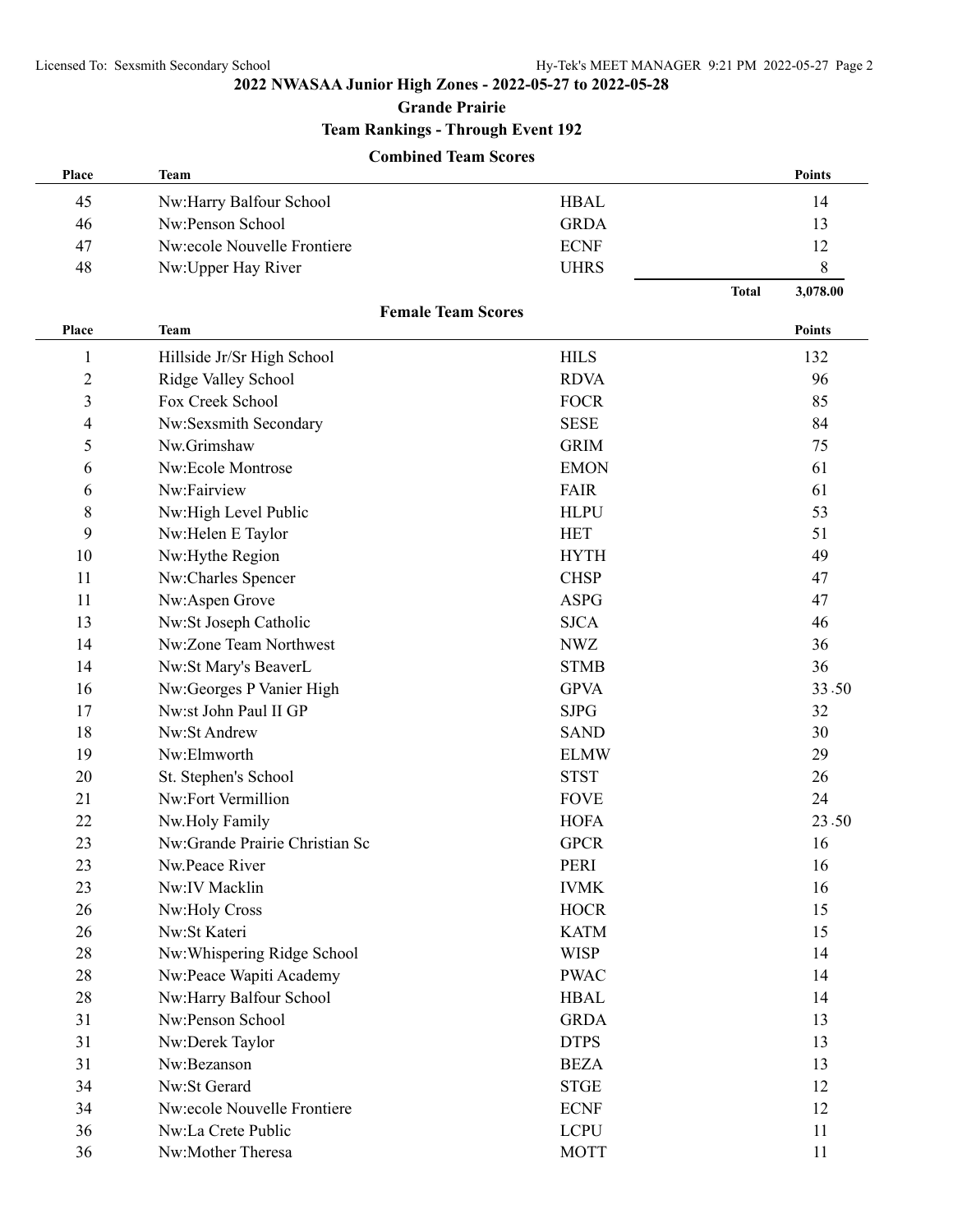## 2022 NWASAA Junior High Zones - 2022-05-27 to 2022-05-28

### Grande Prairie

### Team Rankings - Through Event 192

#### Combined Team Scores

| Place | Team | | Points |
|---|---|---|---|
| 45 | Nw:Harry Balfour School | HBAL | 14 |
| 46 | Nw:Penson School | GRDA | 13 |
| 47 | Nw:ecole Nouvelle Frontiere | ECNF | 12 |
| 48 | Nw:Upper Hay River | UHRS | 8 |
| | | Total | 3,078.00 |

#### Female Team Scores

| Place | Team | | Points |
|---|---|---|---|
| 1 | Hillside Jr/Sr High School | HILS | 132 |
| 2 | Ridge Valley School | RDVA | 96 |
| 3 | Fox Creek School | FOCR | 85 |
| 4 | Nw:Sexsmith Secondary | SESE | 84 |
| 5 | Nw.Grimshaw | GRIM | 75 |
| 6 | Nw:Ecole Montrose | EMON | 61 |
| 6 | Nw:Fairview | FAIR | 61 |
| 8 | Nw:High Level Public | HLPU | 53 |
| 9 | Nw:Helen E Taylor | HET | 51 |
| 10 | Nw:Hythe Region | HYTH | 49 |
| 11 | Nw:Charles Spencer | CHSP | 47 |
| 11 | Nw:Aspen Grove | ASPG | 47 |
| 13 | Nw:St Joseph Catholic | SJCA | 46 |
| 14 | Nw:Zone Team Northwest | NWZ | 36 |
| 14 | Nw:St Mary's BeaverL | STMB | 36 |
| 16 | Nw:Georges P Vanier High | GPVA | 33.50 |
| 17 | Nw:st John Paul II GP | SJPG | 32 |
| 18 | Nw:St Andrew | SAND | 30 |
| 19 | Nw:Elmworth | ELMW | 29 |
| 20 | St. Stephen's School | STST | 26 |
| 21 | Nw:Fort Vermillion | FOVE | 24 |
| 22 | Nw.Holy Family | HOFA | 23.50 |
| 23 | Nw:Grande Prairie Christian Sc | GPCR | 16 |
| 23 | Nw.Peace River | PERI | 16 |
| 23 | Nw:IV Macklin | IVMK | 16 |
| 26 | Nw:Holy Cross | HOCR | 15 |
| 26 | Nw:St Kateri | KATM | 15 |
| 28 | Nw:Whispering Ridge School | WISP | 14 |
| 28 | Nw:Peace Wapiti Academy | PWAC | 14 |
| 28 | Nw:Harry Balfour School | HBAL | 14 |
| 31 | Nw:Penson School | GRDA | 13 |
| 31 | Nw:Derek Taylor | DTPS | 13 |
| 31 | Nw:Bezanson | BEZA | 13 |
| 34 | Nw:St Gerard | STGE | 12 |
| 34 | Nw:ecole Nouvelle Frontiere | ECNF | 12 |
| 36 | Nw:La Crete Public | LCPU | 11 |
| 36 | Nw:Mother Theresa | MOTT | 11 |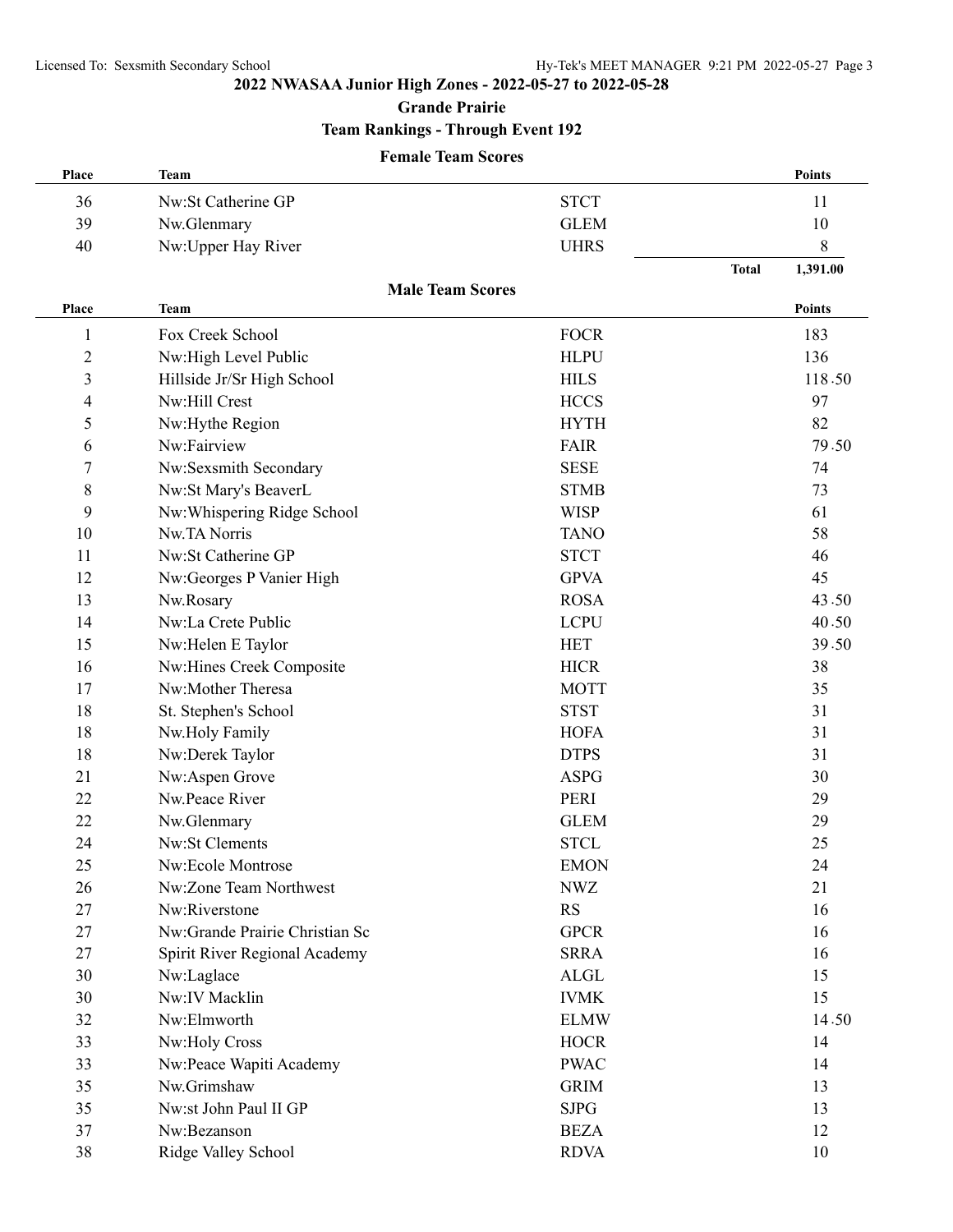## 2022 NWASAA Junior High Zones - 2022-05-27 to 2022-05-28

### Grande Prairie

### Team Rankings - Through Event 192

#### Female Team Scores

| Place | Team | | Points |
|---|---|---|---|
| 36 | Nw:St Catherine GP | STCT | 11 |
| 39 | Nw.Glenmary | GLEM | 10 |
| 40 | Nw:Upper Hay River | UHRS | 8 |
| | | Total | 1,391.00 |

#### Male Team Scores

| Place | Team | | Points |
|---|---|---|---|
| 1 | Fox Creek School | FOCR | 183 |
| 2 | Nw:High Level Public | HLPU | 136 |
| 3 | Hillside Jr/Sr High School | HILS | 118.50 |
| 4 | Nw:Hill Crest | HCCS | 97 |
| 5 | Nw:Hythe Region | HYTH | 82 |
| 6 | Nw:Fairview | FAIR | 79.50 |
| 7 | Nw:Sexsmith Secondary | SESE | 74 |
| 8 | Nw:St Mary's BeaverL | STMB | 73 |
| 9 | Nw:Whispering Ridge School | WISP | 61 |
| 10 | Nw.TA Norris | TANO | 58 |
| 11 | Nw:St Catherine GP | STCT | 46 |
| 12 | Nw:Georges P Vanier High | GPVA | 45 |
| 13 | Nw.Rosary | ROSA | 43.50 |
| 14 | Nw:La Crete Public | LCPU | 40.50 |
| 15 | Nw:Helen E Taylor | HET | 39.50 |
| 16 | Nw:Hines Creek Composite | HICR | 38 |
| 17 | Nw:Mother Theresa | MOTT | 35 |
| 18 | St. Stephen's School | STST | 31 |
| 18 | Nw.Holy Family | HOFA | 31 |
| 18 | Nw:Derek Taylor | DTPS | 31 |
| 21 | Nw:Aspen Grove | ASPG | 30 |
| 22 | Nw.Peace River | PERI | 29 |
| 22 | Nw.Glenmary | GLEM | 29 |
| 24 | Nw:St Clements | STCL | 25 |
| 25 | Nw:Ecole Montrose | EMON | 24 |
| 26 | Nw:Zone Team Northwest | NWZ | 21 |
| 27 | Nw:Riverstone | RS | 16 |
| 27 | Nw:Grande Prairie Christian Sc | GPCR | 16 |
| 27 | Spirit River Regional Academy | SRRA | 16 |
| 30 | Nw:Laglace | ALGL | 15 |
| 30 | Nw:IV Macklin | IVMK | 15 |
| 32 | Nw:Elmworth | ELMW | 14.50 |
| 33 | Nw:Holy Cross | HOCR | 14 |
| 33 | Nw:Peace Wapiti Academy | PWAC | 14 |
| 35 | Nw.Grimshaw | GRIM | 13 |
| 35 | Nw:st John Paul II GP | SJPG | 13 |
| 37 | Nw:Bezanson | BEZA | 12 |
| 38 | Ridge Valley School | RDVA | 10 |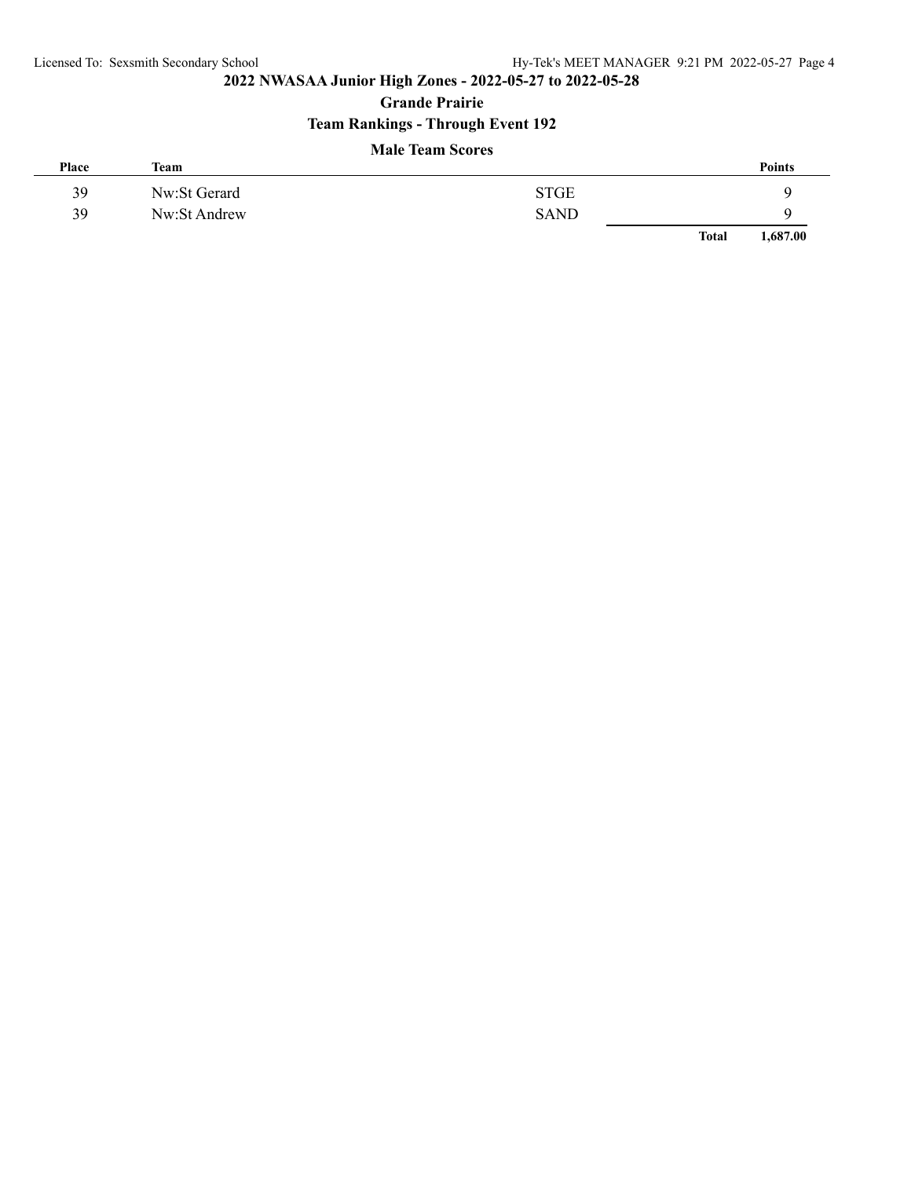## 2022 NWASAA Junior High Zones - 2022-05-27 to 2022-05-28

### Grande Prairie

### Team Rankings - Through Event 192

#### Male Team Scores

| Place | Team | | Points |
|---|---|---|---|
| 39 | Nw:St Gerard | STGE | 9 |
| 39 | Nw:St Andrew | SAND | 9 |
| | | **Total** | **1,687.00** |